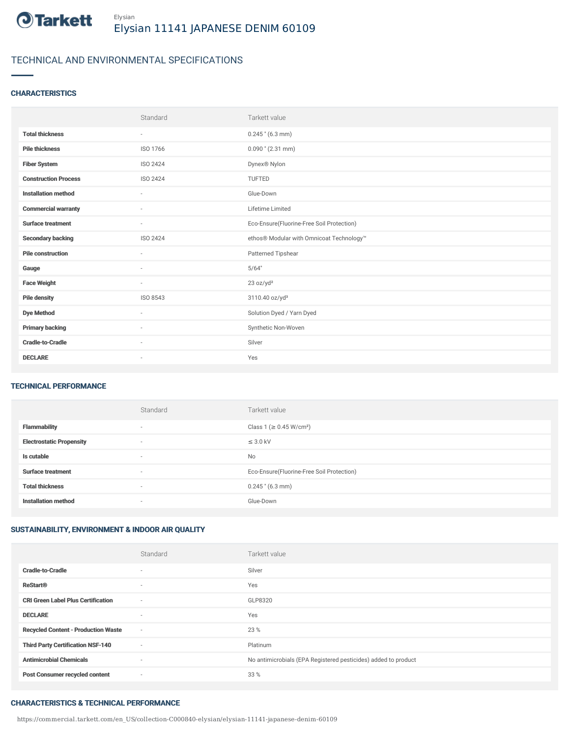Elysian

# Elysian 11141 JAPANESE DENIM 60109

## TECHNICAL AND ENVIRONMENTAL SPECIFICATIONS

### CHARACTERISTICS

| | Standard | Tarkett value |
|---|---|---|
| **Total thickness** | - | 0.245 " (6.3 mm) |
| **Pile thickness** | ISO 1766 | 0.090 " (2.31 mm) |
| **Fiber System** | ISO 2424 | Dynex® Nylon |
| **Construction Process** | ISO 2424 | TUFTED |
| **Installation method** | - | Glue-Down |
| **Commercial warranty** | - | Lifetime Limited |
| **Surface treatment** | - | Eco-Ensure(Fluorine-Free Soil Protection) |
| **Secondary backing** | ISO 2424 | ethos® Modular with Omnicoat Technology™ |
| **Pile construction** | - | Patterned Tipshear |
| **Gauge** | - | 5/64" |
| **Face Weight** | - | 23 oz/yd² |
| **Pile density** | ISO 8543 | 3110.40 oz/yd³ |
| **Dye Method** | - | Solution Dyed / Yarn Dyed |
| **Primary backing** | - | Synthetic Non-Woven |
| **Cradle-to-Cradle** | - | Silver |
| **DECLARE** | - | Yes |

### TECHNICAL PERFORMANCE

| | Standard | Tarkett value |
|---|---|---|
| **Flammability** | - | Class 1 (≥ 0.45 W/cm²) |
| **Electrostatic Propensity** | - | ≤ 3.0 kV |
| **Is cutable** | - | No |
| **Surface treatment** | - | Eco-Ensure(Fluorine-Free Soil Protection) |
| **Total thickness** | - | 0.245 " (6.3 mm) |
| **Installation method** | - | Glue-Down |

### SUSTAINABILITY, ENVIRONMENT & INDOOR AIR QUALITY

| | Standard | Tarkett value |
|---|---|---|
| **Cradle-to-Cradle** | - | Silver |
| **ReStart®** | - | Yes |
| **CRI Green Label Plus Certification** | - | GLP8320 |
| **DECLARE** | - | Yes |
| **Recycled Content - Production Waste** | - | 23 % |
| **Third Party Certification NSF-140** | - | Platinum |
| **Antimicrobial Chemicals** | - | No antimicrobials (EPA Registered pesticides) added to product |
| **Post Consumer recycled content** | - | 33 % |

### CHARACTERISTICS & TECHNICAL PERFORMANCE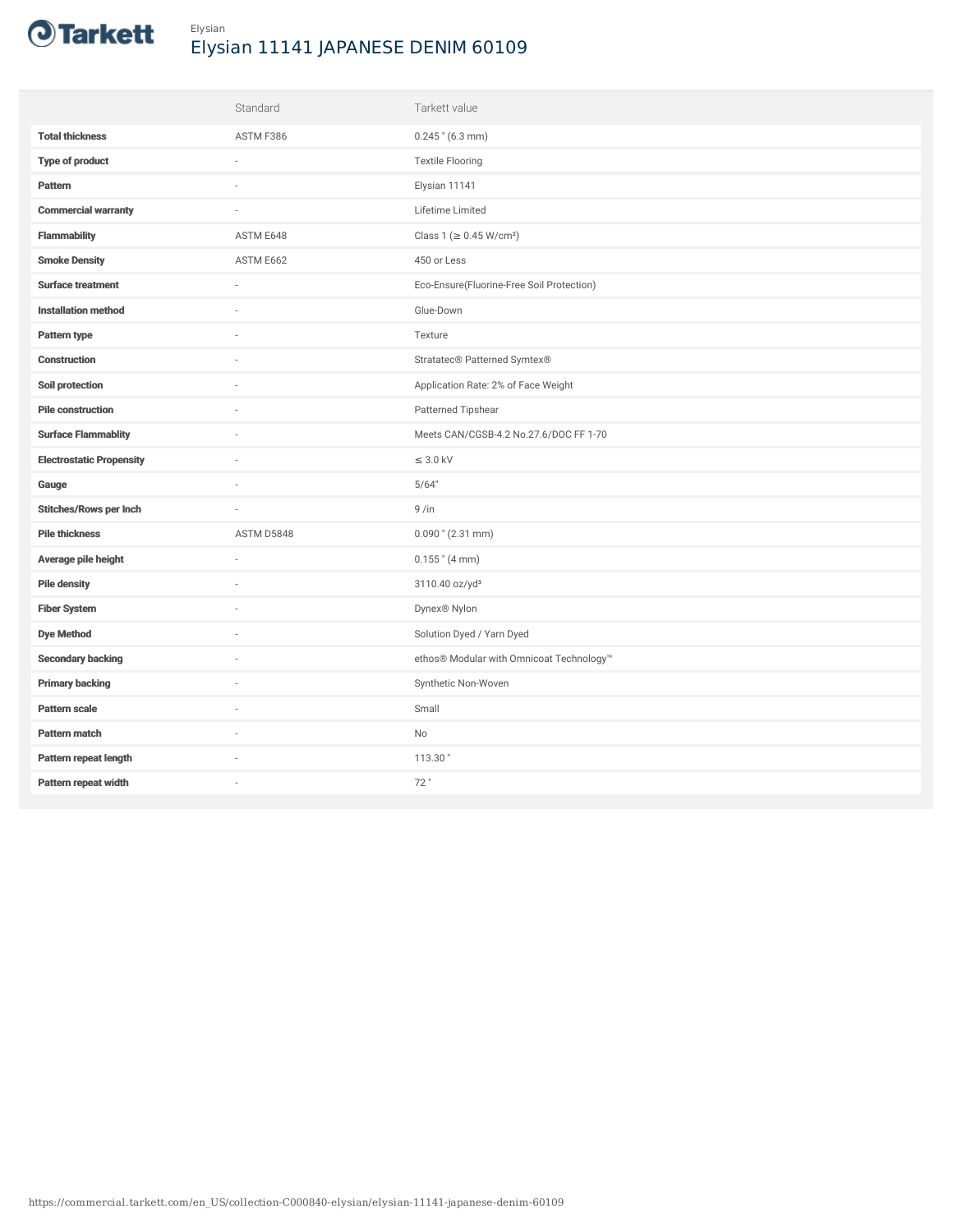Elysian

# Elysian 11141 JAPANESE DENIM 60109

| | Standard | Tarkett value |
|---|---|---|
| **Total thickness** | ASTM F386 | 0.245 " (6.3 mm) |
| **Type of product** | - | Textile Flooring |
| **Pattern** | - | Elysian 11141 |
| **Commercial warranty** | - | Lifetime Limited |
| **Flammability** | ASTM E648 | Class 1 (≥ 0.45 W/cm²) |
| **Smoke Density** | ASTM E662 | 450 or Less |
| **Surface treatment** | - | Eco-Ensure(Fluorine-Free Soil Protection) |
| **Installation method** | - | Glue-Down |
| **Pattern type** | - | Texture |
| **Construction** | - | Stratatec® Patterned Symtex® |
| **Soil protection** | - | Application Rate: 2% of Face Weight |
| **Pile construction** | - | Patterned Tipshear |
| **Surface Flammablity** | - | Meets CAN/CGSB-4.2 No.27.6/DOC FF 1-70 |
| **Electrostatic Propensity** | - | ≤ 3.0 kV |
| **Gauge** | - | 5/64" |
| **Stitches/Rows per Inch** | - | 9 /in |
| **Pile thickness** | ASTM D5848 | 0.090 " (2.31 mm) |
| **Average pile height** | - | 0.155 " (4 mm) |
| **Pile density** | - | 3110.40 oz/yd³ |
| **Fiber System** | - | Dynex® Nylon |
| **Dye Method** | - | Solution Dyed / Yarn Dyed |
| **Secondary backing** | - | ethos® Modular with Omnicoat Technology™ |
| **Primary backing** | - | Synthetic Non-Woven |
| **Pattern scale** | - | Small |
| **Pattern match** | - | No |
| **Pattern repeat length** | - | 113.30 " |
| **Pattern repeat width** | - | 72 " |

https://commercial.tarkett.com/en_US/collection-C000840-elysian/elysian-11141-japanese-denim-60109